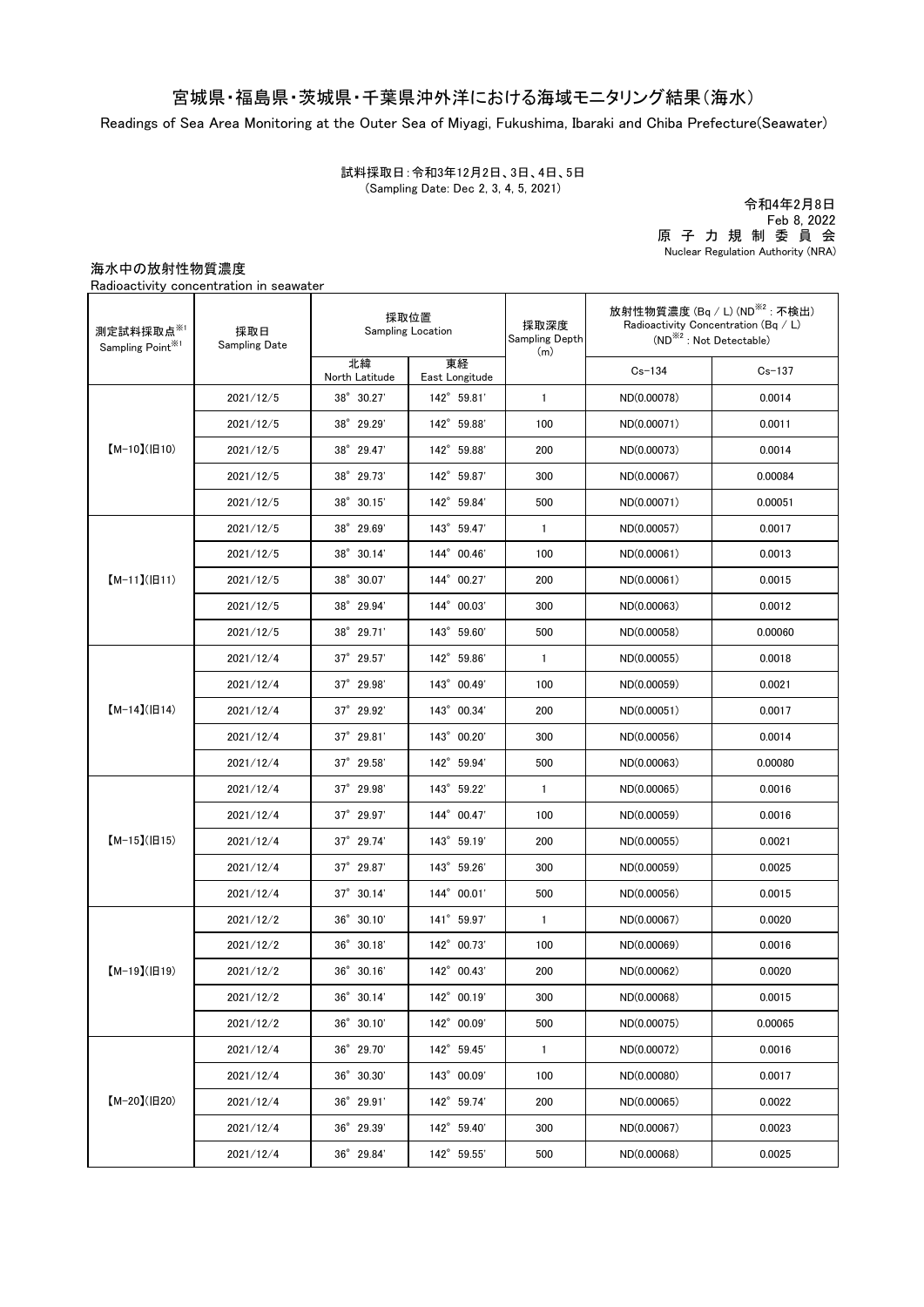# 宮城県・福島県・茨城県・千葉県沖外洋における海域モニタリング結果（海水）

Readings of Sea Area Monitoring at the Outer Sea of Miyagi, Fukushima, Ibaraki and Chiba Prefecture(Seawater)

試料採取日：令和3年12月2日、3日、4日、5日
(Sampling Date: Dec 2, 3, 4, 5, 2021)

令和4年2月8日
Feb 8, 2022
原 子 力 規 制 委 員 会
Nuclear Regulation Authority (NRA)

海水中の放射性物質濃度
Radioactivity concentration in seawater

| 測定試料採取点※1 Sampling Point※1 | 採取日 Sampling Date | 採取位置 Sampling Location | | 採取深度 Sampling Depth (m) | 放射性物質濃度 (Bq / L) (ND※2：不検出) Radioactivity Concentration (Bq / L) (ND※2 : Not Detectable) | |
|---|---|---|---|---|---|---|
| | | 北緯 North Latitude | 東経 East Longitude | | Cs-134 | Cs-137 |
| 【M-10】(旧10) | 2021/12/5 | 38° 30.27' | 142° 59.81' | 1 | ND(0.00078) | 0.0014 |
| | 2021/12/5 | 38° 29.29' | 142° 59.88' | 100 | ND(0.00071) | 0.0011 |
| | 2021/12/5 | 38° 29.47' | 142° 59.88' | 200 | ND(0.00073) | 0.0014 |
| | 2021/12/5 | 38° 29.73' | 142° 59.87' | 300 | ND(0.00067) | 0.00084 |
| | 2021/12/5 | 38° 30.15' | 142° 59.84' | 500 | ND(0.00071) | 0.00051 |
| 【M-11】(旧11) | 2021/12/5 | 38° 29.69' | 143° 59.47' | 1 | ND(0.00057) | 0.0017 |
| | 2021/12/5 | 38° 30.14' | 144° 00.46' | 100 | ND(0.00061) | 0.0013 |
| | 2021/12/5 | 38° 30.07' | 144° 00.27' | 200 | ND(0.00061) | 0.0015 |
| | 2021/12/5 | 38° 29.94' | 144° 00.03' | 300 | ND(0.00063) | 0.0012 |
| | 2021/12/5 | 38° 29.71' | 143° 59.60' | 500 | ND(0.00058) | 0.00060 |
| 【M-14】(旧14) | 2021/12/4 | 37° 29.57' | 142° 59.86' | 1 | ND(0.00055) | 0.0018 |
| | 2021/12/4 | 37° 29.98' | 143° 00.49' | 100 | ND(0.00059) | 0.0021 |
| | 2021/12/4 | 37° 29.92' | 143° 00.34' | 200 | ND(0.00051) | 0.0017 |
| | 2021/12/4 | 37° 29.81' | 143° 00.20' | 300 | ND(0.00056) | 0.0014 |
| | 2021/12/4 | 37° 29.58' | 142° 59.94' | 500 | ND(0.00063) | 0.00080 |
| 【M-15】(旧15) | 2021/12/4 | 37° 29.98' | 143° 59.22' | 1 | ND(0.00065) | 0.0016 |
| | 2021/12/4 | 37° 29.97' | 144° 00.47' | 100 | ND(0.00059) | 0.0016 |
| | 2021/12/4 | 37° 29.74' | 143° 59.19' | 200 | ND(0.00055) | 0.0021 |
| | 2021/12/4 | 37° 29.87' | 143° 59.26' | 300 | ND(0.00059) | 0.0025 |
| | 2021/12/4 | 37° 30.14' | 144° 00.01' | 500 | ND(0.00056) | 0.0015 |
| 【M-19】(旧19) | 2021/12/2 | 36° 30.10' | 141° 59.97' | 1 | ND(0.00067) | 0.0020 |
| | 2021/12/2 | 36° 30.18' | 142° 00.73' | 100 | ND(0.00069) | 0.0016 |
| | 2021/12/2 | 36° 30.16' | 142° 00.43' | 200 | ND(0.00062) | 0.0020 |
| | 2021/12/2 | 36° 30.14' | 142° 00.19' | 300 | ND(0.00068) | 0.0015 |
| | 2021/12/2 | 36° 30.10' | 142° 00.09' | 500 | ND(0.00075) | 0.00065 |
| 【M-20】(旧20) | 2021/12/4 | 36° 29.70' | 142° 59.45' | 1 | ND(0.00072) | 0.0016 |
| | 2021/12/4 | 36° 30.30' | 143° 00.09' | 100 | ND(0.00080) | 0.0017 |
| | 2021/12/4 | 36° 29.91' | 142° 59.74' | 200 | ND(0.00065) | 0.0022 |
| | 2021/12/4 | 36° 29.39' | 142° 59.40' | 300 | ND(0.00067) | 0.0023 |
| | 2021/12/4 | 36° 29.84' | 142° 59.55' | 500 | ND(0.00068) | 0.0025 |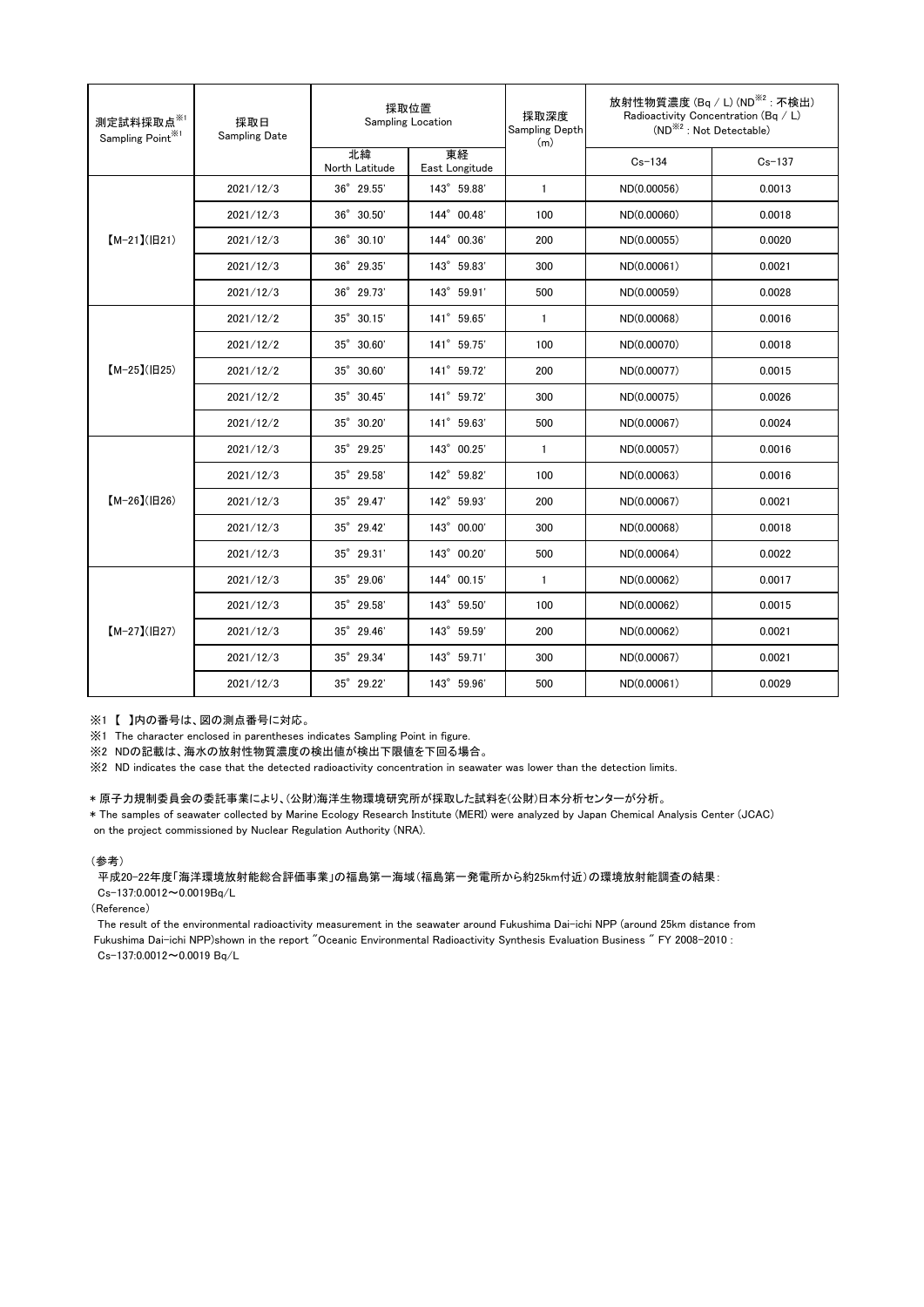| 測定試料採取点※1 Sampling Point※1 | 採取日 Sampling Date | 採取位置 Sampling Location | | 採取深度 Sampling Depth (m) | 放射性物質濃度 (Bq / L) (ND※2 : 不検出) Radioactivity Concentration (Bq / L) (ND※2 : Not Detectable) | |
|---|---|---|---|---|---|---|
| | | 北緯 North Latitude | 東経 East Longitude | | Cs-134 | Cs-137 |
| 【M-21】(旧21) | 2021/12/3 | 36° 29.55' | 143° 59.88' | 1 | ND(0.00056) | 0.0013 |
| | 2021/12/3 | 36° 30.50' | 144° 00.48' | 100 | ND(0.00060) | 0.0018 |
| | 2021/12/3 | 36° 30.10' | 144° 00.36' | 200 | ND(0.00055) | 0.0020 |
| | 2021/12/3 | 36° 29.35' | 143° 59.83' | 300 | ND(0.00061) | 0.0021 |
| | 2021/12/3 | 36° 29.73' | 143° 59.91' | 500 | ND(0.00059) | 0.0028 |
| 【M-25】(旧25) | 2021/12/2 | 35° 30.15' | 141° 59.65' | 1 | ND(0.00068) | 0.0016 |
| | 2021/12/2 | 35° 30.60' | 141° 59.75' | 100 | ND(0.00070) | 0.0018 |
| | 2021/12/2 | 35° 30.60' | 141° 59.72' | 200 | ND(0.00077) | 0.0015 |
| | 2021/12/2 | 35° 30.45' | 141° 59.72' | 300 | ND(0.00075) | 0.0026 |
| | 2021/12/2 | 35° 30.20' | 141° 59.63' | 500 | ND(0.00067) | 0.0024 |
| 【M-26】(旧26) | 2021/12/3 | 35° 29.25' | 143° 00.25' | 1 | ND(0.00057) | 0.0016 |
| | 2021/12/3 | 35° 29.58' | 142° 59.82' | 100 | ND(0.00063) | 0.0016 |
| | 2021/12/3 | 35° 29.47' | 142° 59.93' | 200 | ND(0.00067) | 0.0021 |
| | 2021/12/3 | 35° 29.42' | 143° 00.00' | 300 | ND(0.00068) | 0.0018 |
| | 2021/12/3 | 35° 29.31' | 143° 00.20' | 500 | ND(0.00064) | 0.0022 |
| 【M-27】(旧27) | 2021/12/3 | 35° 29.06' | 144° 00.15' | 1 | ND(0.00062) | 0.0017 |
| | 2021/12/3 | 35° 29.58' | 143° 59.50' | 100 | ND(0.00062) | 0.0015 |
| | 2021/12/3 | 35° 29.46' | 143° 59.59' | 200 | ND(0.00062) | 0.0021 |
| | 2021/12/3 | 35° 29.34' | 143° 59.71' | 300 | ND(0.00067) | 0.0021 |
| | 2021/12/3 | 35° 29.22' | 143° 59.96' | 500 | ND(0.00061) | 0.0029 |

※1 【 】内の番号は、図の測点番号に対応。

※1 The character enclosed in parentheses indicates Sampling Point in figure.

※2 NDの記載は、海水の放射性物質濃度の検出値が検出下限値を下回る場合。

※2 ND indicates the case that the detected radioactivity concentration in seawater was lower than the detection limits.

＊原子力規制委員会の委託事業により、(公財)海洋生物環境研究所が採取した試料を(公財)日本分析センターが分析。

＊The samples of seawater collected by Marine Ecology Research Institute (MERI) were analyzed by Japan Chemical Analysis Center (JCAC) on the project commissioned by Nuclear Regulation Authority (NRA).

(参考)

平成20-22年度「海洋環境放射能総合評価事業」の福島第一海域(福島第一発電所から約25km付近)の環境放射能調査の結果:
Cs-137:0.0012～0.0019Bq/L

(Reference)

The result of the environmental radioactivity measurement in the seawater around Fukushima Dai-ichi NPP (around 25km distance from Fukushima Dai-ichi NPP)shown in the report "Oceanic Environmental Radioactivity Synthesis Evaluation Business " FY 2008-2010 :
Cs-137:0.0012～0.0019 Bq/L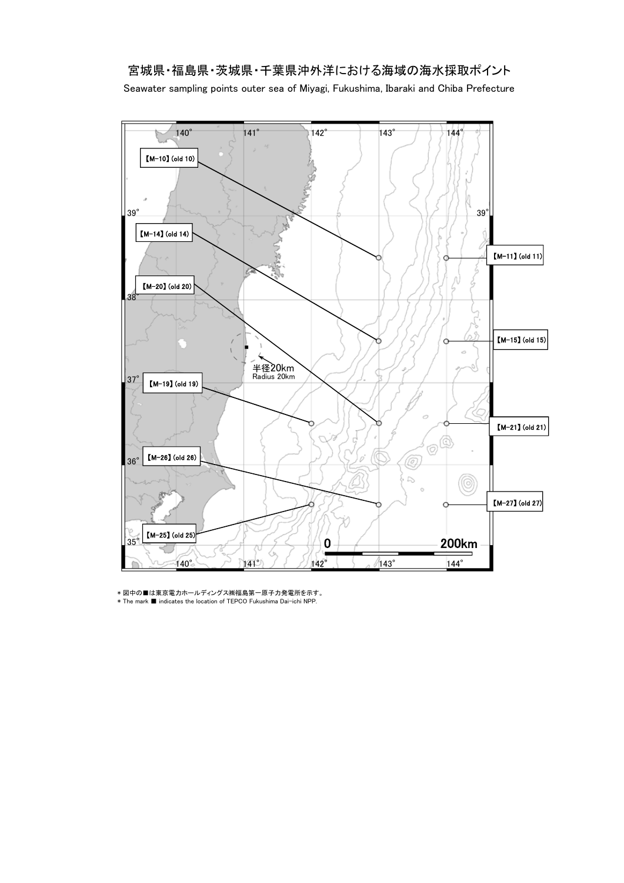# 宮城県・福島県・茨城県・千葉県沖外洋における海域の海水採取ポイント

Seawater sampling points outer sea of Miyagi, Fukushima, Ibaraki and Chiba Prefecture

140° 141° 142° 143° 144°

39° 38° 37° 36° 35°

【M-10】(old 10)
【M-11】(old 11)
【M-14】(old 14)
【M-15】(old 15)
【M-20】(old 20)
【M-19】(old 19)
【M-21】(old 21)
【M-26】(old 26)
【M-27】(old 27)
【M-25】(old 25)

半径20km
Radius 20km

0 200km

＊図中の■は東京電力ホールディングス㈱福島第一原子力発電所を示す。
＊The mark ■ indicates the location of TEPCO Fukushima Dai-ichi NPP.